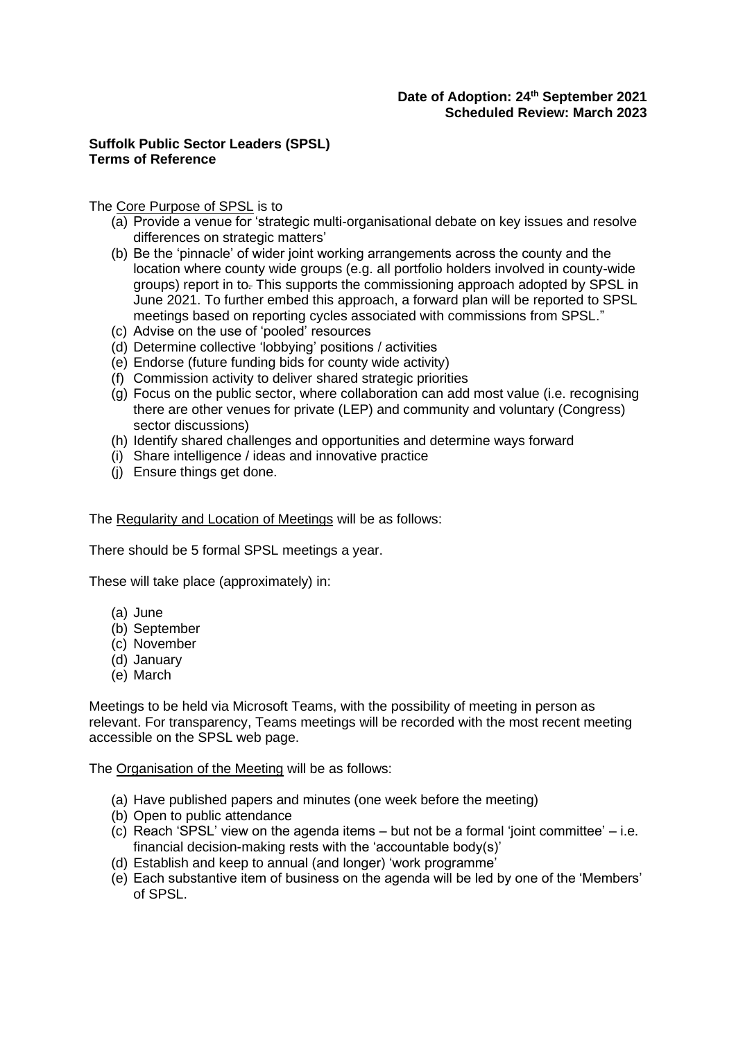**Date of Adoption: 24th September 2021**
**Scheduled Review: March 2023**

**Suffolk Public Sector Leaders (SPSL)**
**Terms of Reference**

The Core Purpose of SPSL is to

- (a) Provide a venue for 'strategic multi-organisational debate on key issues and resolve differences on strategic matters'
- (b) Be the 'pinnacle' of wider joint working arrangements across the county and the location where county wide groups (e.g. all portfolio holders involved in county-wide groups) report in to. This supports the commissioning approach adopted by SPSL in June 2021. To further embed this approach, a forward plan will be reported to SPSL meetings based on reporting cycles associated with commissions from SPSL."
- (c) Advise on the use of 'pooled' resources
- (d) Determine collective 'lobbying' positions / activities
- (e) Endorse (future funding bids for county wide activity)
- (f) Commission activity to deliver shared strategic priorities
- (g) Focus on the public sector, where collaboration can add most value (i.e. recognising there are other venues for private (LEP) and community and voluntary (Congress) sector discussions)
- (h) Identify shared challenges and opportunities and determine ways forward
- (i) Share intelligence / ideas and innovative practice
- (j) Ensure things get done.

The Regularity and Location of Meetings will be as follows:

There should be 5 formal SPSL meetings a year.

These will take place (approximately) in:

- (a) June
- (b) September
- (c) November
- (d) January
- (e) March

Meetings to be held via Microsoft Teams, with the possibility of meeting in person as relevant. For transparency, Teams meetings will be recorded with the most recent meeting accessible on the SPSL web page.

The Organisation of the Meeting will be as follows:

- (a) Have published papers and minutes (one week before the meeting)
- (b) Open to public attendance
- (c) Reach 'SPSL' view on the agenda items – but not be a formal 'joint committee' – i.e. financial decision-making rests with the 'accountable body(s)'
- (d) Establish and keep to annual (and longer) 'work programme'
- (e) Each substantive item of business on the agenda will be led by one of the 'Members' of SPSL.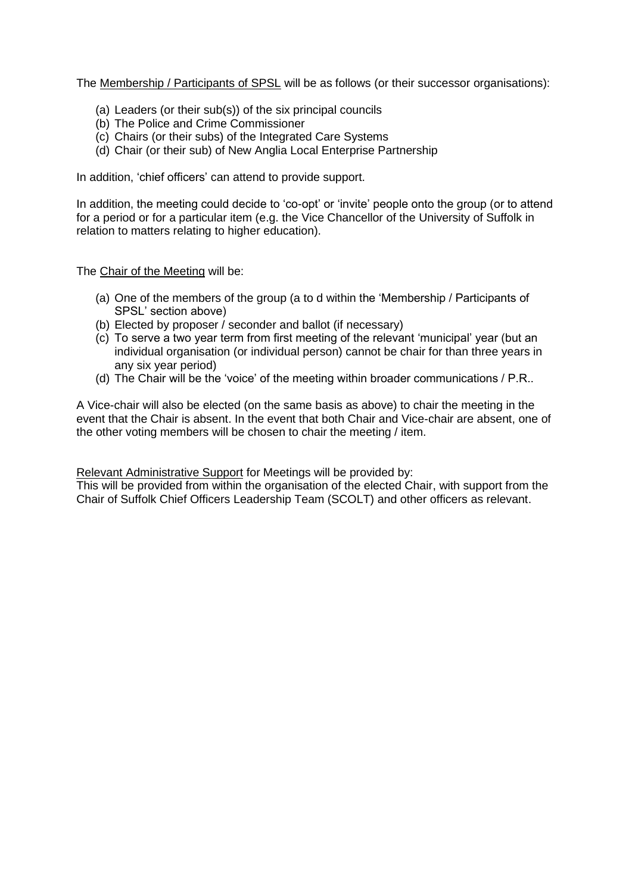The Membership / Participants of SPSL will be as follows (or their successor organisations):

(a) Leaders (or their sub(s)) of the six principal councils
(b) The Police and Crime Commissioner
(c) Chairs (or their subs) of the Integrated Care Systems
(d) Chair (or their sub) of New Anglia Local Enterprise Partnership

In addition, 'chief officers' can attend to provide support.

In addition, the meeting could decide to 'co-opt' or 'invite' people onto the group (or to attend for a period or for a particular item (e.g. the Vice Chancellor of the University of Suffolk in relation to matters relating to higher education).

The Chair of the Meeting will be:

(a) One of the members of the group (a to d within the 'Membership / Participants of SPSL' section above)
(b) Elected by proposer / seconder and ballot (if necessary)
(c) To serve a two year term from first meeting of the relevant 'municipal' year (but an individual organisation (or individual person) cannot be chair for than three years in any six year period)
(d) The Chair will be the 'voice' of the meeting within broader communications / P.R..

A Vice-chair will also be elected (on the same basis as above) to chair the meeting in the event that the Chair is absent. In the event that both Chair and Vice-chair are absent, one of the other voting members will be chosen to chair the meeting / item.

Relevant Administrative Support for Meetings will be provided by:
This will be provided from within the organisation of the elected Chair, with support from the Chair of Suffolk Chief Officers Leadership Team (SCOLT) and other officers as relevant.